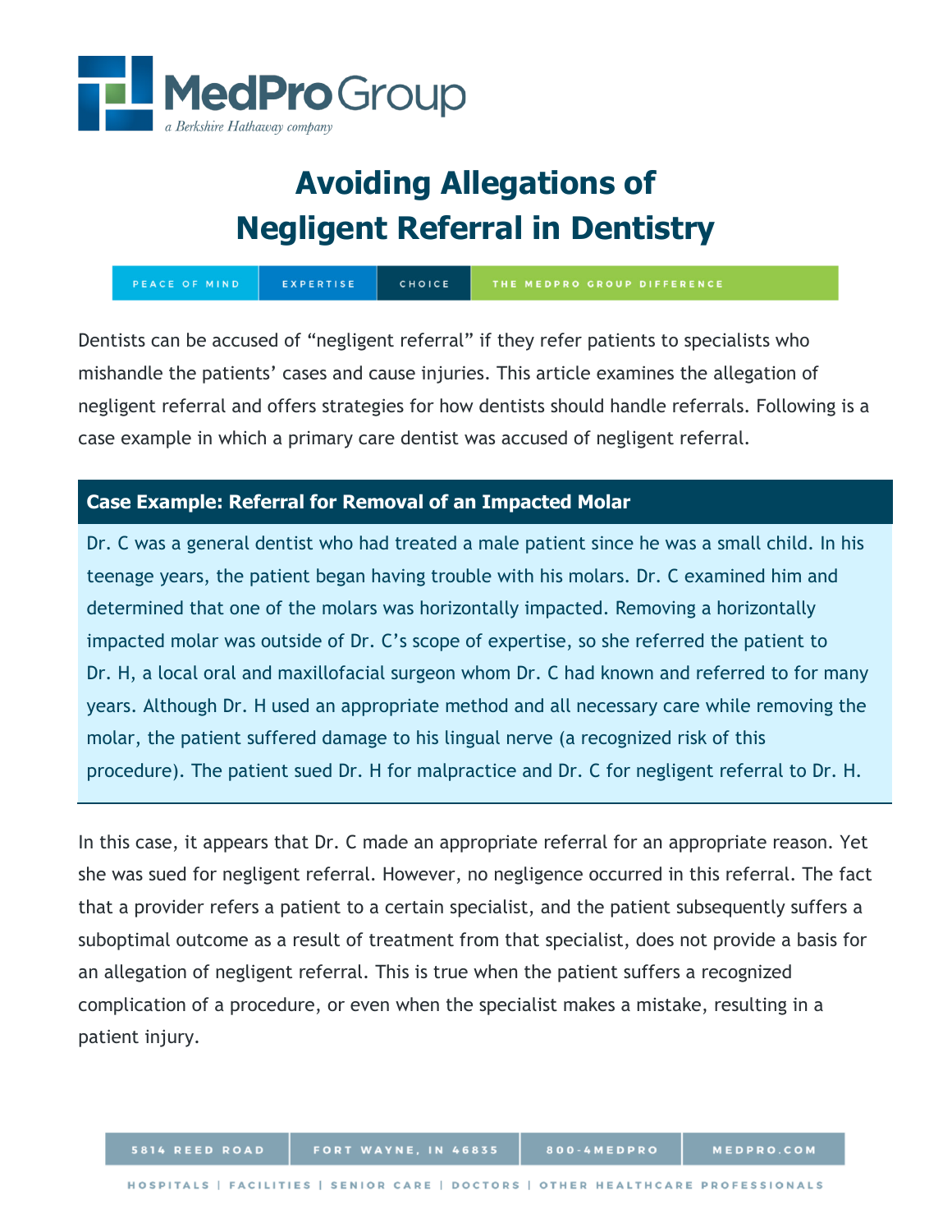# Avoiding Allegations of Negligent Referral in Dentistry

Dentists can be accused of “negligent referral” if they refer patients to specialists who mishandle the patients’ cases and cause injuries. This article examines the allegation of negligent referral and offers strategies for how dentists should handle referrals. Following is a case example in which a primary care dentist was accused of negligent referral.

## Case Example: Referral for Removal of an Impacted Molar

Dr. C was a general dentist who had treated a male patient since he was a small child. In his teenage years, the patient began having trouble with his molars. Dr. C examined him and determined that one of the molars was horizontally impacted. Removing a horizontally impacted molar was outside of Dr. C’s scope of expertise, so she referred the patient to Dr. H, a local oral and maxillofacial surgeon whom Dr. C had known and referred to for many years. Although Dr. H used an appropriate method and all necessary care while removing the molar, the patient suffered damage to his lingual nerve (a recognized risk of this procedure). The patient sued Dr. H for malpractice and Dr. C for negligent referral to Dr. H.

In this case, it appears that Dr. C made an appropriate referral for an appropriate reason. Yet she was sued for negligent referral. However, no negligence occurred in this referral. The fact that a provider refers a patient to a certain specialist, and the patient subsequently suffers a suboptimal outcome as a result of treatment from that specialist, does not provide a basis for an allegation of negligent referral. This is true when the patient suffers a recognized complication of a procedure, or even when the specialist makes a mistake, resulting in a patient injury.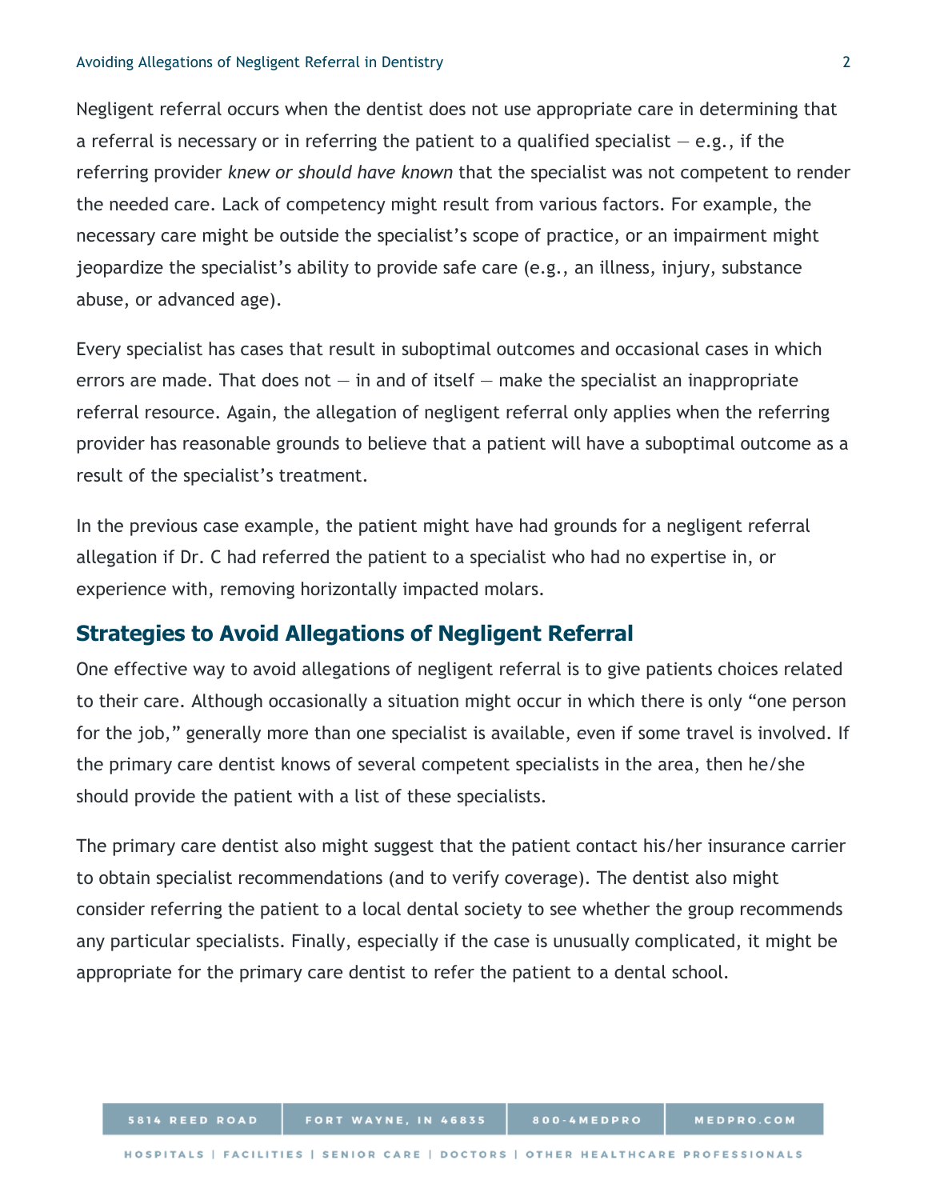Negligent referral occurs when the dentist does not use appropriate care in determining that a referral is necessary or in referring the patient to a qualified specialist — e.g., if the referring provider *knew or should have known* that the specialist was not competent to render the needed care. Lack of competency might result from various factors. For example, the necessary care might be outside the specialist's scope of practice, or an impairment might jeopardize the specialist's ability to provide safe care (e.g., an illness, injury, substance abuse, or advanced age).

Every specialist has cases that result in suboptimal outcomes and occasional cases in which errors are made. That does not — in and of itself — make the specialist an inappropriate referral resource. Again, the allegation of negligent referral only applies when the referring provider has reasonable grounds to believe that a patient will have a suboptimal outcome as a result of the specialist's treatment.

In the previous case example, the patient might have had grounds for a negligent referral allegation if Dr. C had referred the patient to a specialist who had no expertise in, or experience with, removing horizontally impacted molars.

## Strategies to Avoid Allegations of Negligent Referral

One effective way to avoid allegations of negligent referral is to give patients choices related to their care. Although occasionally a situation might occur in which there is only "one person for the job," generally more than one specialist is available, even if some travel is involved. If the primary care dentist knows of several competent specialists in the area, then he/she should provide the patient with a list of these specialists.

The primary care dentist also might suggest that the patient contact his/her insurance carrier to obtain specialist recommendations (and to verify coverage). The dentist also might consider referring the patient to a local dental society to see whether the group recommends any particular specialists. Finally, especially if the case is unusually complicated, it might be appropriate for the primary care dentist to refer the patient to a dental school.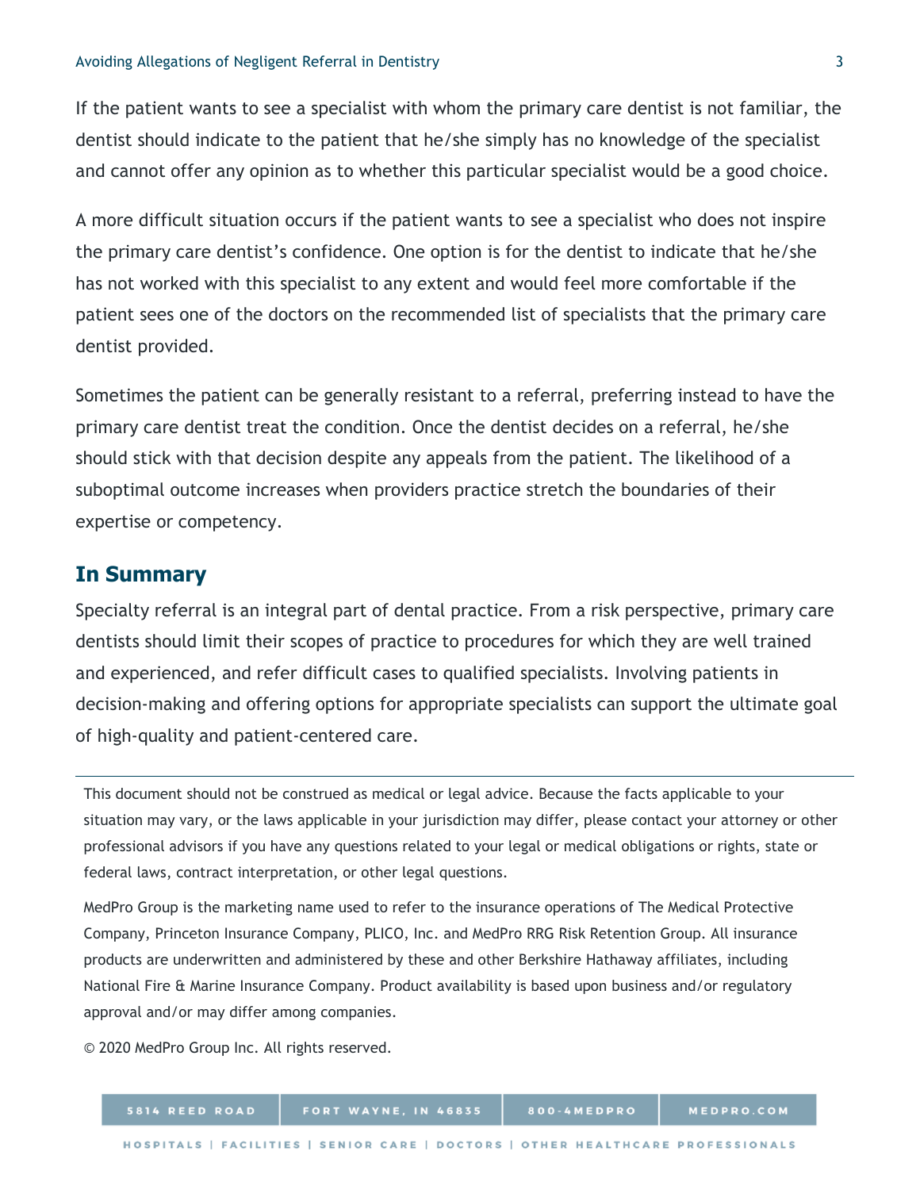If the patient wants to see a specialist with whom the primary care dentist is not familiar, the dentist should indicate to the patient that he/she simply has no knowledge of the specialist and cannot offer any opinion as to whether this particular specialist would be a good choice.

A more difficult situation occurs if the patient wants to see a specialist who does not inspire the primary care dentist's confidence. One option is for the dentist to indicate that he/she has not worked with this specialist to any extent and would feel more comfortable if the patient sees one of the doctors on the recommended list of specialists that the primary care dentist provided.

Sometimes the patient can be generally resistant to a referral, preferring instead to have the primary care dentist treat the condition. Once the dentist decides on a referral, he/she should stick with that decision despite any appeals from the patient. The likelihood of a suboptimal outcome increases when providers practice stretch the boundaries of their expertise or competency.

## In Summary

Specialty referral is an integral part of dental practice. From a risk perspective, primary care dentists should limit their scopes of practice to procedures for which they are well trained and experienced, and refer difficult cases to qualified specialists. Involving patients in decision-making and offering options for appropriate specialists can support the ultimate goal of high-quality and patient-centered care.

---

This document should not be construed as medical or legal advice. Because the facts applicable to your situation may vary, or the laws applicable in your jurisdiction may differ, please contact your attorney or other professional advisors if you have any questions related to your legal or medical obligations or rights, state or federal laws, contract interpretation, or other legal questions.

MedPro Group is the marketing name used to refer to the insurance operations of The Medical Protective Company, Princeton Insurance Company, PLICO, Inc. and MedPro RRG Risk Retention Group. All insurance products are underwritten and administered by these and other Berkshire Hathaway affiliates, including National Fire & Marine Insurance Company. Product availability is based upon business and/or regulatory approval and/or may differ among companies.

© 2020 MedPro Group Inc. All rights reserved.

5814 REED ROAD | FORT WAYNE, IN 46835 | 800-4MEDPRO | MEDPRO.COM

HOSPITALS | FACILITIES | SENIOR CARE | DOCTORS | OTHER HEALTHCARE PROFESSIONALS